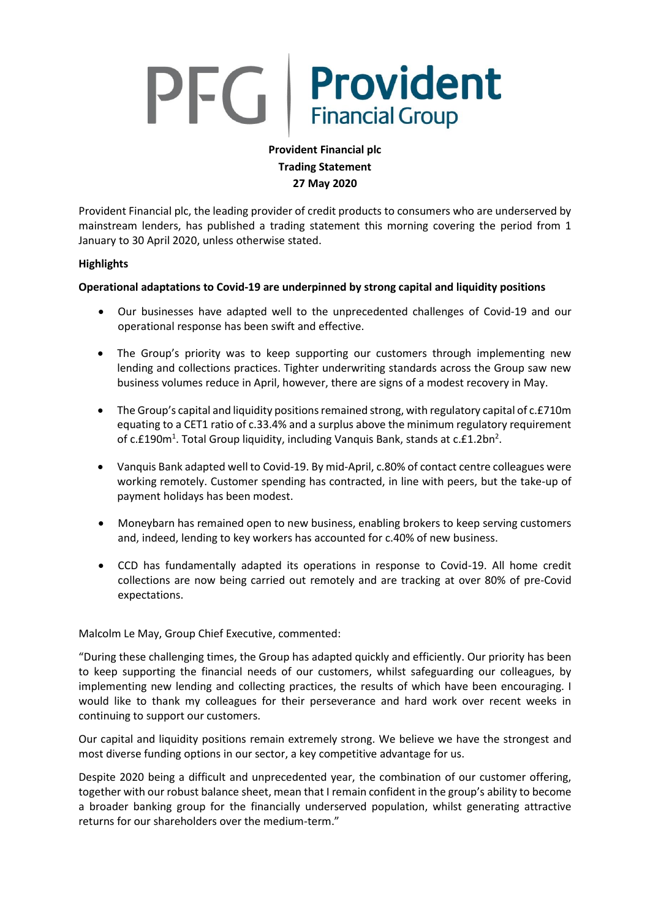# Provident Financial plc
## Trading Statement
### 27 May 2020

Provident Financial plc, the leading provider of credit products to consumers who are underserved by mainstream lenders, has published a trading statement this morning covering the period from 1 January to 30 April 2020, unless otherwise stated.

**Highlights**

**Operational adaptations to Covid-19 are underpinned by strong capital and liquidity positions**

- Our businesses have adapted well to the unprecedented challenges of Covid-19 and our operational response has been swift and effective.
- The Group's priority was to keep supporting our customers through implementing new lending and collections practices. Tighter underwriting standards across the Group saw new business volumes reduce in April, however, there are signs of a modest recovery in May.
- The Group's capital and liquidity positions remained strong, with regulatory capital of c.£710m equating to a CET1 ratio of c.33.4% and a surplus above the minimum regulatory requirement of c.£190m[1]. Total Group liquidity, including Vanquis Bank, stands at c.£1.2bn[2].
- Vanquis Bank adapted well to Covid-19. By mid-April, c.80% of contact centre colleagues were working remotely. Customer spending has contracted, in line with peers, but the take-up of payment holidays has been modest.
- Moneybarn has remained open to new business, enabling brokers to keep serving customers and, indeed, lending to key workers has accounted for c.40% of new business.
- CCD has fundamentally adapted its operations in response to Covid-19. All home credit collections are now being carried out remotely and are tracking at over 80% of pre-Covid expectations.

Malcolm Le May, Group Chief Executive, commented:

"During these challenging times, the Group has adapted quickly and efficiently. Our priority has been to keep supporting the financial needs of our customers, whilst safeguarding our colleagues, by implementing new lending and collecting practices, the results of which have been encouraging. I would like to thank my colleagues for their perseverance and hard work over recent weeks in continuing to support our customers.

Our capital and liquidity positions remain extremely strong. We believe we have the strongest and most diverse funding options in our sector, a key competitive advantage for us.

Despite 2020 being a difficult and unprecedented year, the combination of our customer offering, together with our robust balance sheet, mean that I remain confident in the group's ability to become a broader banking group for the financially underserved population, whilst generating attractive returns for our shareholders over the medium-term."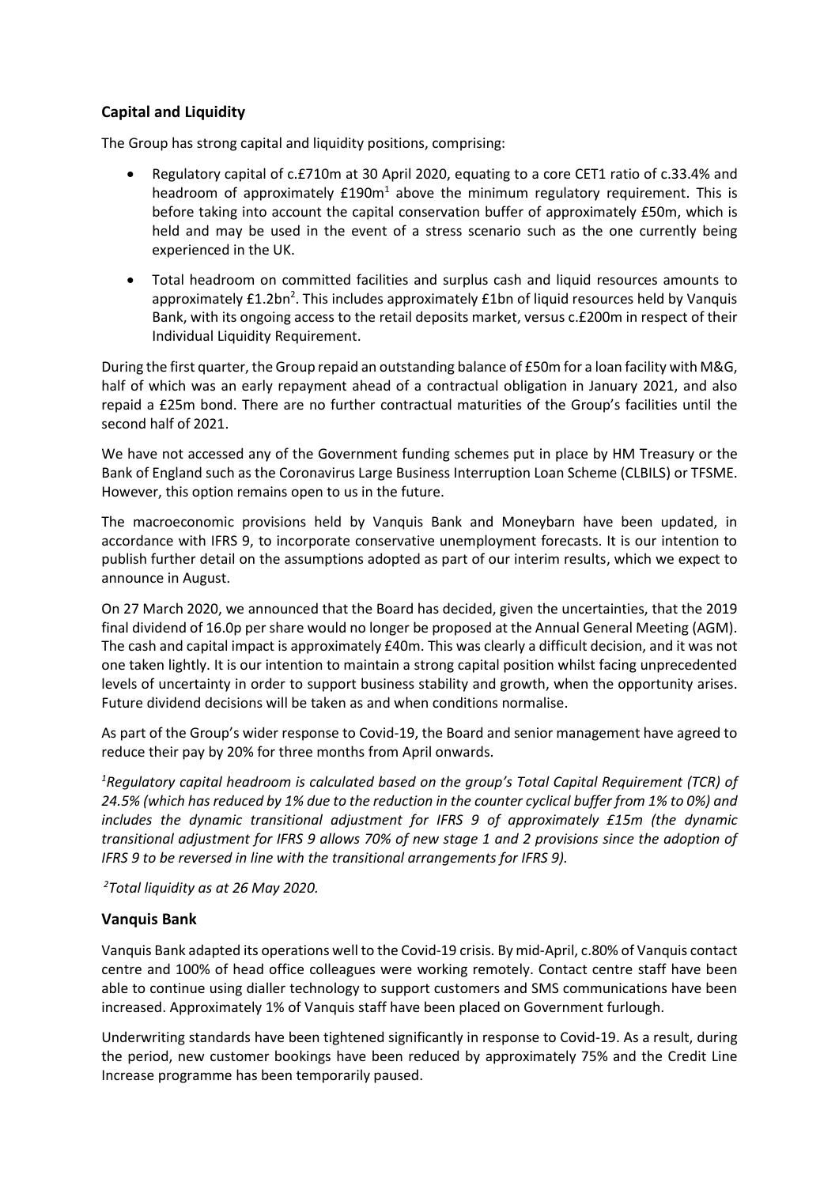## Capital and Liquidity

The Group has strong capital and liquidity positions, comprising:

- Regulatory capital of c.£710m at 30 April 2020, equating to a core CET1 ratio of c.33.4% and headroom of approximately £190m[1] above the minimum regulatory requirement. This is before taking into account the capital conservation buffer of approximately £50m, which is held and may be used in the event of a stress scenario such as the one currently being experienced in the UK.
- Total headroom on committed facilities and surplus cash and liquid resources amounts to approximately £1.2bn[2]. This includes approximately £1bn of liquid resources held by Vanquis Bank, with its ongoing access to the retail deposits market, versus c.£200m in respect of their Individual Liquidity Requirement.

During the first quarter, the Group repaid an outstanding balance of £50m for a loan facility with M&G, half of which was an early repayment ahead of a contractual obligation in January 2021, and also repaid a £25m bond. There are no further contractual maturities of the Group's facilities until the second half of 2021.

We have not accessed any of the Government funding schemes put in place by HM Treasury or the Bank of England such as the Coronavirus Large Business Interruption Loan Scheme (CLBILS) or TFSME. However, this option remains open to us in the future.

The macroeconomic provisions held by Vanquis Bank and Moneybarn have been updated, in accordance with IFRS 9, to incorporate conservative unemployment forecasts. It is our intention to publish further detail on the assumptions adopted as part of our interim results, which we expect to announce in August.

On 27 March 2020, we announced that the Board has decided, given the uncertainties, that the 2019 final dividend of 16.0p per share would no longer be proposed at the Annual General Meeting (AGM). The cash and capital impact is approximately £40m. This was clearly a difficult decision, and it was not one taken lightly. It is our intention to maintain a strong capital position whilst facing unprecedented levels of uncertainty in order to support business stability and growth, when the opportunity arises. Future dividend decisions will be taken as and when conditions normalise.

As part of the Group's wider response to Covid-19, the Board and senior management have agreed to reduce their pay by 20% for three months from April onwards.

*[1]Regulatory capital headroom is calculated based on the group's Total Capital Requirement (TCR) of 24.5% (which has reduced by 1% due to the reduction in the counter cyclical buffer from 1% to 0%) and includes the dynamic transitional adjustment for IFRS 9 of approximately £15m (the dynamic transitional adjustment for IFRS 9 allows 70% of new stage 1 and 2 provisions since the adoption of IFRS 9 to be reversed in line with the transitional arrangements for IFRS 9).*

*[2]Total liquidity as at 26 May 2020.*

## Vanquis Bank

Vanquis Bank adapted its operations well to the Covid-19 crisis. By mid-April, c.80% of Vanquis contact centre and 100% of head office colleagues were working remotely. Contact centre staff have been able to continue using dialler technology to support customers and SMS communications have been increased. Approximately 1% of Vanquis staff have been placed on Government furlough.

Underwriting standards have been tightened significantly in response to Covid-19. As a result, during the period, new customer bookings have been reduced by approximately 75% and the Credit Line Increase programme has been temporarily paused.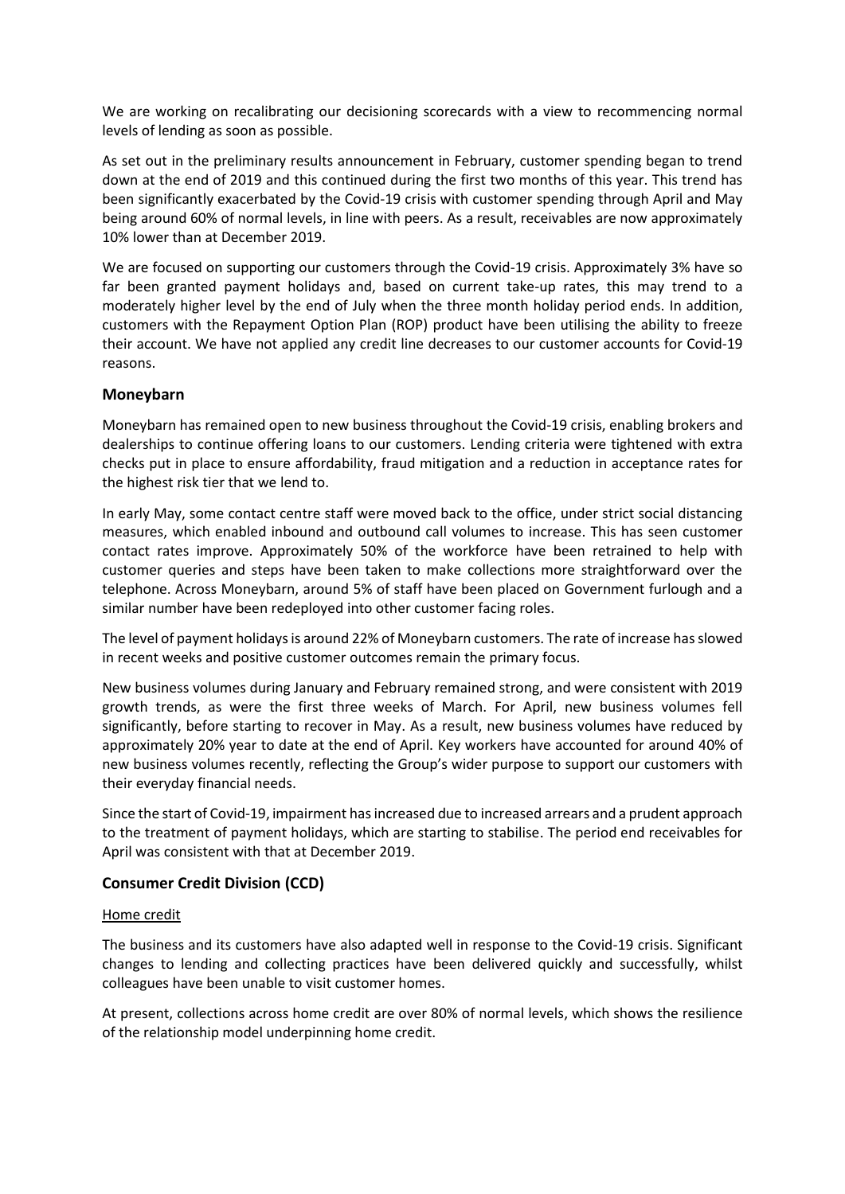We are working on recalibrating our decisioning scorecards with a view to recommencing normal levels of lending as soon as possible.

As set out in the preliminary results announcement in February, customer spending began to trend down at the end of 2019 and this continued during the first two months of this year. This trend has been significantly exacerbated by the Covid-19 crisis with customer spending through April and May being around 60% of normal levels, in line with peers. As a result, receivables are now approximately 10% lower than at December 2019.

We are focused on supporting our customers through the Covid-19 crisis. Approximately 3% have so far been granted payment holidays and, based on current take-up rates, this may trend to a moderately higher level by the end of July when the three month holiday period ends. In addition, customers with the Repayment Option Plan (ROP) product have been utilising the ability to freeze their account. We have not applied any credit line decreases to our customer accounts for Covid-19 reasons.

## Moneybarn

Moneybarn has remained open to new business throughout the Covid-19 crisis, enabling brokers and dealerships to continue offering loans to our customers. Lending criteria were tightened with extra checks put in place to ensure affordability, fraud mitigation and a reduction in acceptance rates for the highest risk tier that we lend to.

In early May, some contact centre staff were moved back to the office, under strict social distancing measures, which enabled inbound and outbound call volumes to increase. This has seen customer contact rates improve. Approximately 50% of the workforce have been retrained to help with customer queries and steps have been taken to make collections more straightforward over the telephone. Across Moneybarn, around 5% of staff have been placed on Government furlough and a similar number have been redeployed into other customer facing roles.

The level of payment holidays is around 22% of Moneybarn customers. The rate of increase has slowed in recent weeks and positive customer outcomes remain the primary focus.

New business volumes during January and February remained strong, and were consistent with 2019 growth trends, as were the first three weeks of March. For April, new business volumes fell significantly, before starting to recover in May. As a result, new business volumes have reduced by approximately 20% year to date at the end of April. Key workers have accounted for around 40% of new business volumes recently, reflecting the Group's wider purpose to support our customers with their everyday financial needs.

Since the start of Covid-19, impairment has increased due to increased arrears and a prudent approach to the treatment of payment holidays, which are starting to stabilise. The period end receivables for April was consistent with that at December 2019.

## Consumer Credit Division (CCD)

### Home credit

The business and its customers have also adapted well in response to the Covid-19 crisis. Significant changes to lending and collecting practices have been delivered quickly and successfully, whilst colleagues have been unable to visit customer homes.

At present, collections across home credit are over 80% of normal levels, which shows the resilience of the relationship model underpinning home credit.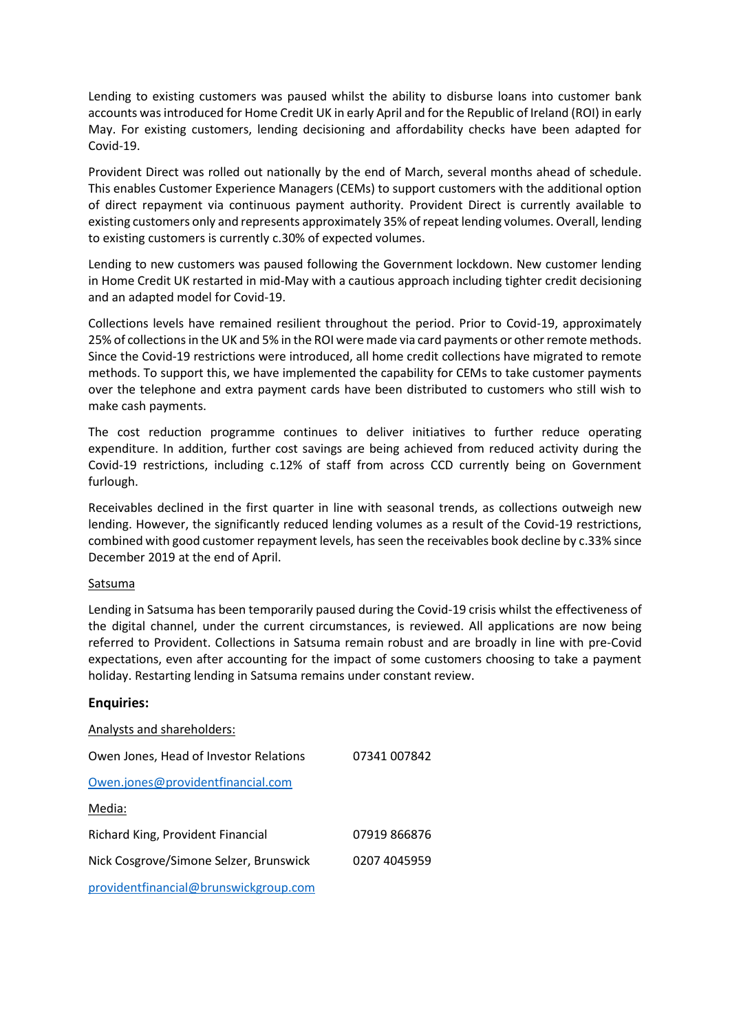Lending to existing customers was paused whilst the ability to disburse loans into customer bank accounts was introduced for Home Credit UK in early April and for the Republic of Ireland (ROI) in early May. For existing customers, lending decisioning and affordability checks have been adapted for Covid-19.

Provident Direct was rolled out nationally by the end of March, several months ahead of schedule. This enables Customer Experience Managers (CEMs) to support customers with the additional option of direct repayment via continuous payment authority. Provident Direct is currently available to existing customers only and represents approximately 35% of repeat lending volumes. Overall, lending to existing customers is currently c.30% of expected volumes.

Lending to new customers was paused following the Government lockdown. New customer lending in Home Credit UK restarted in mid-May with a cautious approach including tighter credit decisioning and an adapted model for Covid-19.

Collections levels have remained resilient throughout the period. Prior to Covid-19, approximately 25% of collections in the UK and 5% in the ROI were made via card payments or other remote methods. Since the Covid-19 restrictions were introduced, all home credit collections have migrated to remote methods. To support this, we have implemented the capability for CEMs to take customer payments over the telephone and extra payment cards have been distributed to customers who still wish to make cash payments.

The cost reduction programme continues to deliver initiatives to further reduce operating expenditure. In addition, further cost savings are being achieved from reduced activity during the Covid-19 restrictions, including c.12% of staff from across CCD currently being on Government furlough.

Receivables declined in the first quarter in line with seasonal trends, as collections outweigh new lending. However, the significantly reduced lending volumes as a result of the Covid-19 restrictions, combined with good customer repayment levels, has seen the receivables book decline by c.33% since December 2019 at the end of April.

Satsuma

Lending in Satsuma has been temporarily paused during the Covid-19 crisis whilst the effectiveness of the digital channel, under the current circumstances, is reviewed. All applications are now being referred to Provident. Collections in Satsuma remain robust and are broadly in line with pre-Covid expectations, even after accounting for the impact of some customers choosing to take a payment holiday. Restarting lending in Satsuma remains under constant review.

**Enquiries:**

Analysts and shareholders:

| | |
|---|---|
| Owen Jones, Head of Investor Relations | 07341 007842 |
| Owen.jones@providentfinancial.com | |

Media:

| | |
|---|---|
| Richard King, Provident Financial | 07919 866876 |
| Nick Cosgrove/Simone Selzer, Brunswick | 0207 4045959 |
| providentfinancial@brunswickgroup.com | |